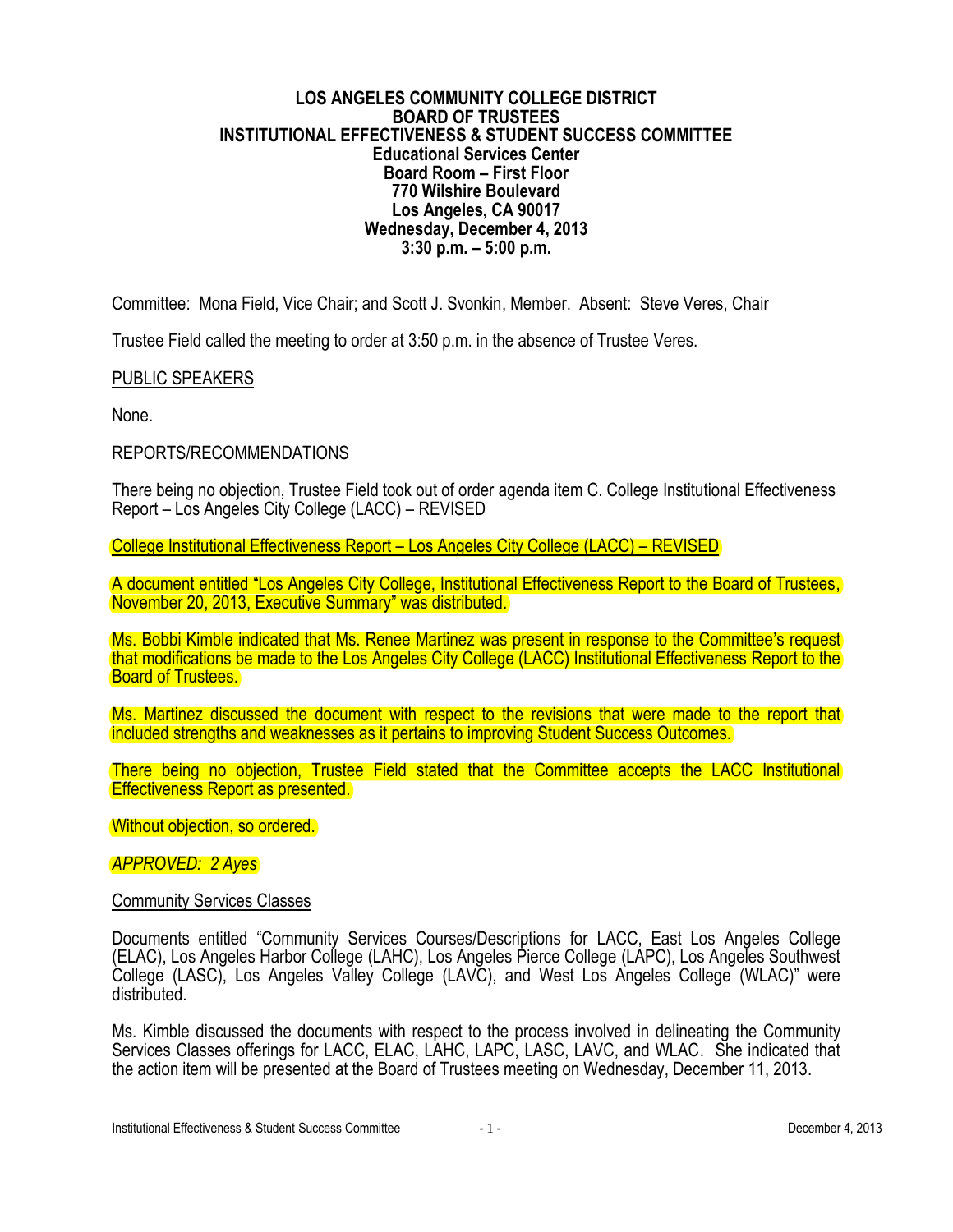# LOS ANGELES COMMUNITY COLLEGE DISTRICT
## BOARD OF TRUSTEES
## INSTITUTIONAL EFFECTIVENESS & STUDENT SUCCESS COMMITTEE

**Educational Services Center**
**Board Room – First Floor**
**770 Wilshire Boulevard**
**Los Angeles, CA 90017**
**Wednesday, December 4, 2013**
**3:30 p.m. – 5:00 p.m.**

Committee: Mona Field, Vice Chair; and Scott J. Svonkin, Member. Absent: Steve Veres, Chair

Trustee Field called the meeting to order at 3:50 p.m. in the absence of Trustee Veres.

PUBLIC SPEAKERS

None.

REPORTS/RECOMMENDATIONS

There being no objection, Trustee Field took out of order agenda item C. College Institutional Effectiveness Report – Los Angeles City College (LACC) – REVISED

College Institutional Effectiveness Report – Los Angeles City College (LACC) – REVISED

A document entitled "Los Angeles City College, Institutional Effectiveness Report to the Board of Trustees, November 20, 2013, Executive Summary" was distributed.

Ms. Bobbi Kimble indicated that Ms. Renee Martinez was present in response to the Committee's request that modifications be made to the Los Angeles City College (LACC) Institutional Effectiveness Report to the Board of Trustees.

Ms. Martinez discussed the document with respect to the revisions that were made to the report that included strengths and weaknesses as it pertains to improving Student Success Outcomes.

There being no objection, Trustee Field stated that the Committee accepts the LACC Institutional Effectiveness Report as presented.

Without objection, so ordered.

*APPROVED: 2 Ayes*

Community Services Classes

Documents entitled "Community Services Courses/Descriptions for LACC, East Los Angeles College (ELAC), Los Angeles Harbor College (LAHC), Los Angeles Pierce College (LAPC), Los Angeles Southwest College (LASC), Los Angeles Valley College (LAVC), and West Los Angeles College (WLAC)" were distributed.

Ms. Kimble discussed the documents with respect to the process involved in delineating the Community Services Classes offerings for LACC, ELAC, LAHC, LAPC, LASC, LAVC, and WLAC. She indicated that the action item will be presented at the Board of Trustees meeting on Wednesday, December 11, 2013.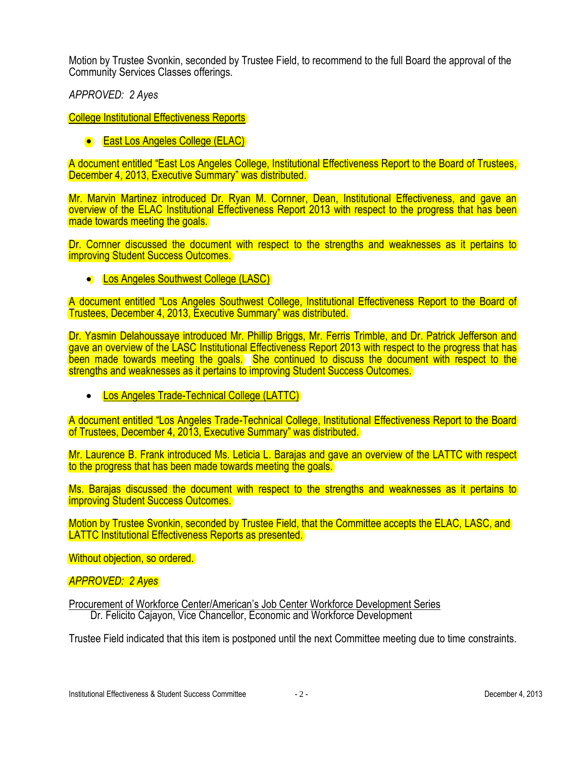Motion by Trustee Svonkin, seconded by Trustee Field, to recommend to the full Board the approval of the Community Services Classes offerings.

*APPROVED: 2 Ayes*

College Institutional Effectiveness Reports

- East Los Angeles College (ELAC)

A document entitled "East Los Angeles College, Institutional Effectiveness Report to the Board of Trustees, December 4, 2013, Executive Summary" was distributed.

Mr. Marvin Martinez introduced Dr. Ryan M. Cornner, Dean, Institutional Effectiveness, and gave an overview of the ELAC Institutional Effectiveness Report 2013 with respect to the progress that has been made towards meeting the goals.

Dr. Cornner discussed the document with respect to the strengths and weaknesses as it pertains to improving Student Success Outcomes.

- Los Angeles Southwest College (LASC)

A document entitled "Los Angeles Southwest College, Institutional Effectiveness Report to the Board of Trustees, December 4, 2013, Executive Summary" was distributed.

Dr. Yasmin Delahoussaye introduced Mr. Phillip Briggs, Mr. Ferris Trimble, and Dr. Patrick Jefferson and gave an overview of the LASC Institutional Effectiveness Report 2013 with respect to the progress that has been made towards meeting the goals. She continued to discuss the document with respect to the strengths and weaknesses as it pertains to improving Student Success Outcomes.

- Los Angeles Trade-Technical College (LATTC)

A document entitled "Los Angeles Trade-Technical College, Institutional Effectiveness Report to the Board of Trustees, December 4, 2013, Executive Summary" was distributed.

Mr. Laurence B. Frank introduced Ms. Leticia L. Barajas and gave an overview of the LATTC with respect to the progress that has been made towards meeting the goals.

Ms. Barajas discussed the document with respect to the strengths and weaknesses as it pertains to improving Student Success Outcomes.

Motion by Trustee Svonkin, seconded by Trustee Field, that the Committee accepts the ELAC, LASC, and LATTC Institutional Effectiveness Reports as presented.

Without objection, so ordered.

*APPROVED: 2 Ayes*

Procurement of Workforce Center/American's Job Center Workforce Development Series
Dr. Felicito Cajayon, Vice Chancellor, Economic and Workforce Development

Trustee Field indicated that this item is postponed until the next Committee meeting due to time constraints.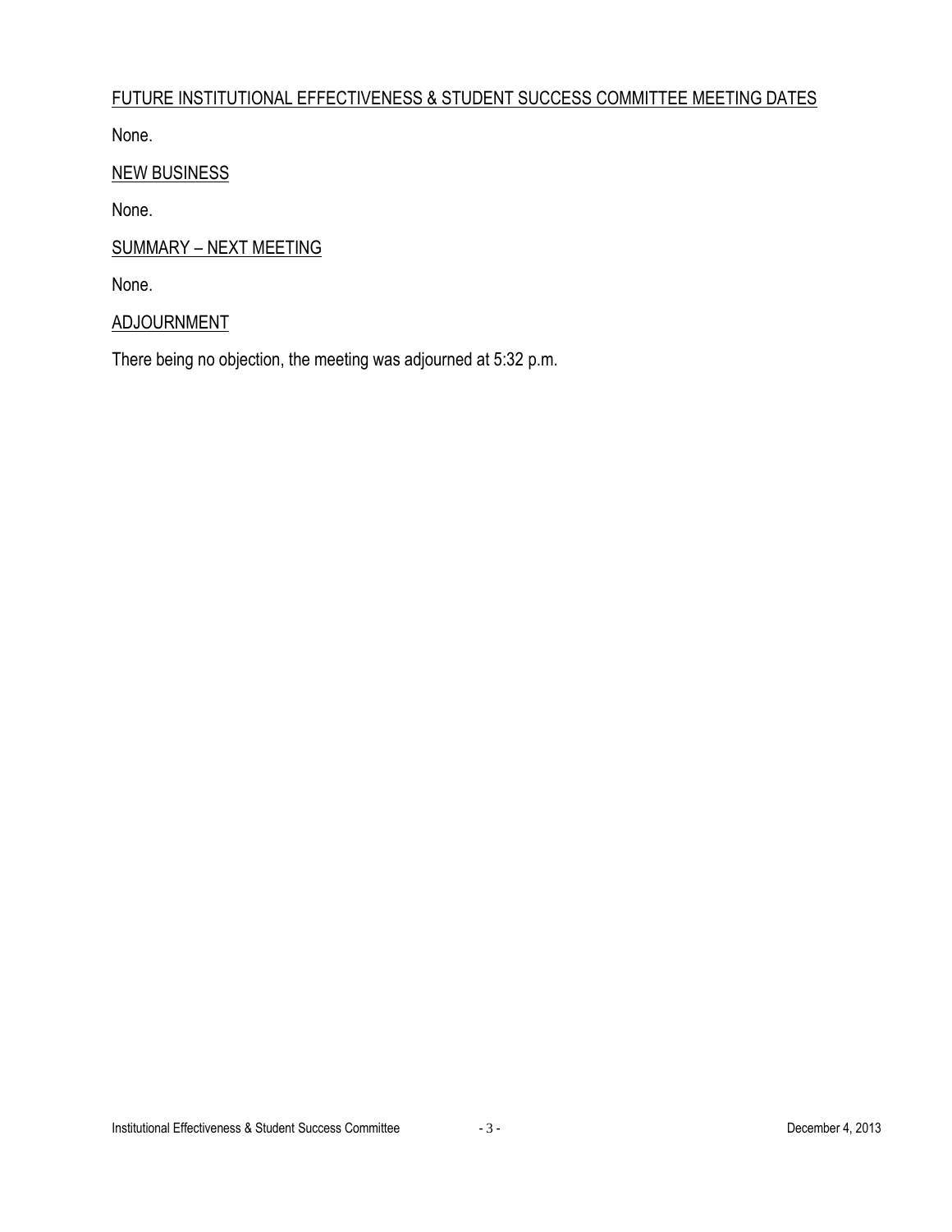FUTURE INSTITUTIONAL EFFECTIVENESS & STUDENT SUCCESS COMMITTEE MEETING DATES

None.

NEW BUSINESS

None.

SUMMARY – NEXT MEETING

None.

ADJOURNMENT

There being no objection, the meeting was adjourned at 5:32 p.m.